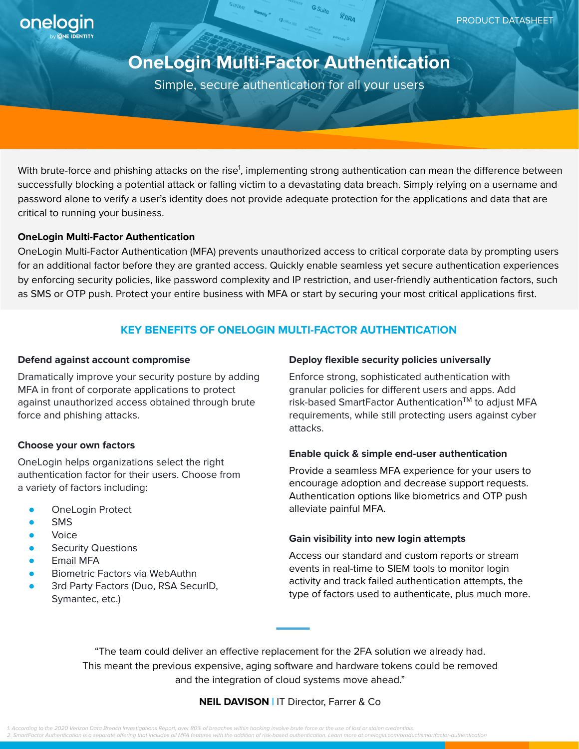PRODUCT DATASHEET

# OneLogin Multi-Factor Authentication

Simple, secure authentication for all your users

With brute-force and phishing attacks on the rise[1], implementing strong authentication can mean the difference between successfully blocking a potential attack or falling victim to a devastating data breach. Simply relying on a username and password alone to verify a user's identity does not provide adequate protection for the applications and data that are critical to running your business.

**OneLogin Multi-Factor Authentication**

OneLogin Multi-Factor Authentication (MFA) prevents unauthorized access to critical corporate data by prompting users for an additional factor before they are granted access. Quickly enable seamless yet secure authentication experiences by enforcing security policies, like password complexity and IP restriction, and user-friendly authentication factors, such as SMS or OTP push. Protect your entire business with MFA or start by securing your most critical applications first.

## KEY BENEFITS OF ONELOGIN MULTI-FACTOR AUTHENTICATION

**Defend against account compromise**

Dramatically improve your security posture by adding MFA in front of corporate applications to protect against unauthorized access obtained through brute force and phishing attacks.

**Choose your own factors**

OneLogin helps organizations select the right authentication factor for their users. Choose from a variety of factors including:

- OneLogin Protect
- SMS
- Voice
- Security Questions
- Email MFA
- Biometric Factors via WebAuthn
- 3rd Party Factors (Duo, RSA SecurID, Symantec, etc.)

**Deploy flexible security policies universally**

Enforce strong, sophisticated authentication with granular policies for different users and apps. Add risk-based SmartFactor Authentication™ to adjust MFA requirements, while still protecting users against cyber attacks.

**Enable quick & simple end-user authentication**

Provide a seamless MFA experience for your users to encourage adoption and decrease support requests. Authentication options like biometrics and OTP push alleviate painful MFA.

**Gain visibility into new login attempts**

Access our standard and custom reports or stream events in real-time to SIEM tools to monitor login activity and track failed authentication attempts, the type of factors used to authenticate, plus much more.

"The team could deliver an effective replacement for the 2FA solution we already had. This meant the previous expensive, aging software and hardware tokens could be removed and the integration of cloud systems move ahead."

**NEIL DAVISON** | IT Director, Farrer & Co

*1. According to the 2020 Verizon Data Breach Investigations Report, over 80% of breaches within hacking involve brute force or the use of lost or stolen credentials.*
*2. SmartFactor Authentication is a separate offering that includes all MFA features with the addition of risk-based authentication. Learn more at onelogin.com/product/smartfactor-authentication*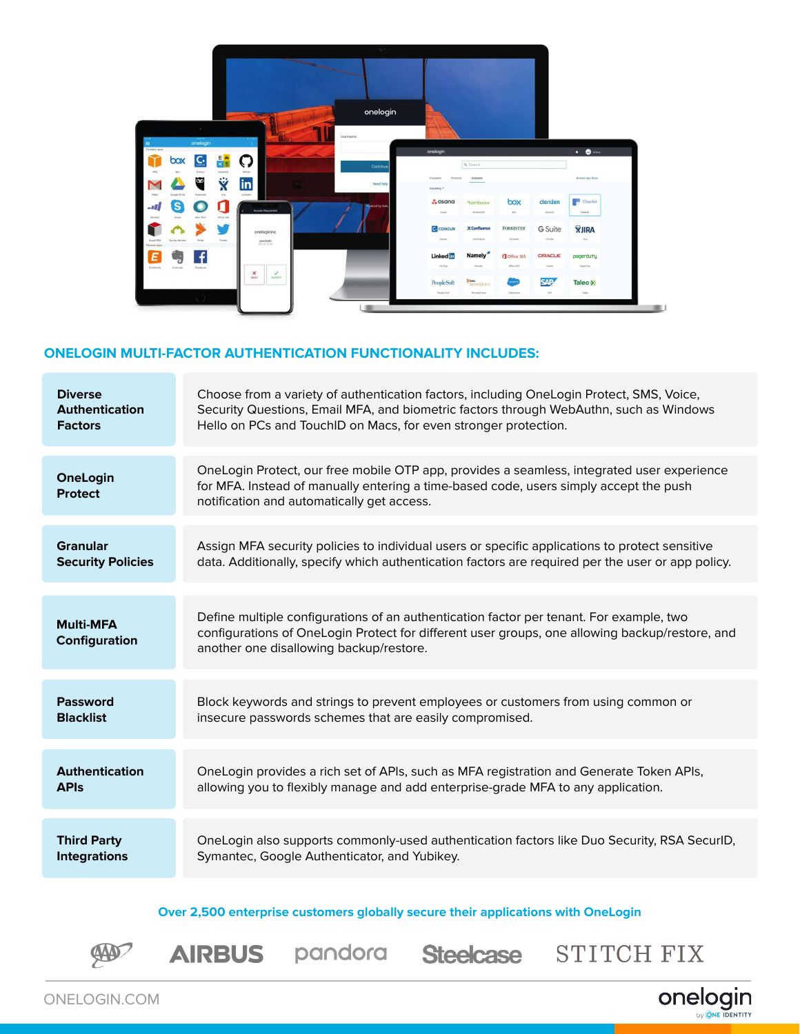## ONELOGIN MULTI-FACTOR AUTHENTICATION FUNCTIONALITY INCLUDES:

| | |
|---|---|
| **Diverse Authentication Factors** | Choose from a variety of authentication factors, including OneLogin Protect, SMS, Voice, Security Questions, Email MFA, and biometric factors through WebAuthn, such as Windows Hello on PCs and TouchID on Macs, for even stronger protection. |
| **OneLogin Protect** | OneLogin Protect, our free mobile OTP app, provides a seamless, integrated user experience for MFA. Instead of manually entering a time-based code, users simply accept the push notification and automatically get access. |
| **Granular Security Policies** | Assign MFA security policies to individual users or specific applications to protect sensitive data. Additionally, specify which authentication factors are required per the user or app policy. |
| **Multi-MFA Configuration** | Define multiple configurations of an authentication factor per tenant. For example, two configurations of OneLogin Protect for different user groups, one allowing backup/restore, and another one disallowing backup/restore. |
| **Password Blacklist** | Block keywords and strings to prevent employees or customers from using common or insecure passwords schemes that are easily compromised. |
| **Authentication APIs** | OneLogin provides a rich set of APIs, such as MFA registration and Generate Token APIs, allowing you to flexibly manage and add enterprise-grade MFA to any application. |
| **Third Party Integrations** | OneLogin also supports commonly-used authentication factors like Duo Security, RSA SecurID, Symantec, Google Authenticator, and Yubikey. |

**Over 2,500 enterprise customers globally secure their applications with OneLogin**

AAA AIRBUS pandora Steelcase STITCH FIX

ONELOGIN.COM

onelogin by ONE IDENTITY